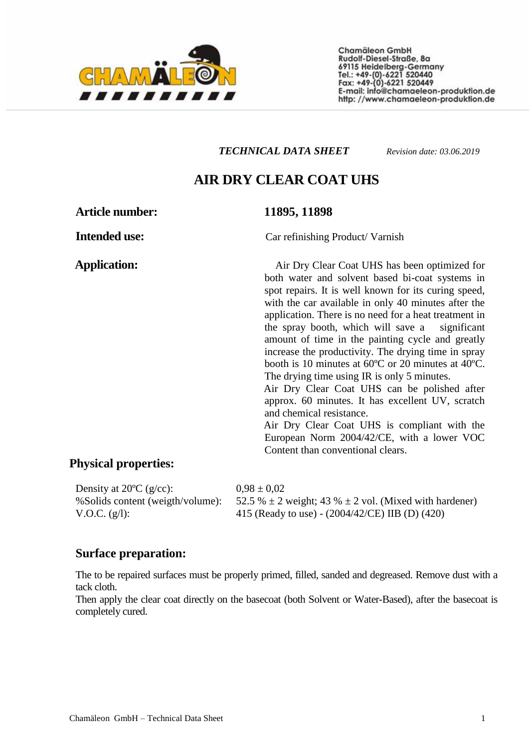Chamäleon GmbH
Rudolf-Diesel-Straße, 8a
69115 Heidelberg-Germany
Tel.: +49-(0)-6221 520440
Fax: +49-(0)-6221 520449
E-mail: info@chamaeleon-produktion.de
http: //www.chamaeleon-produktion.de

***TECHNICAL DATA SHEET*** *Revision date: 03.06.2019*

# AIR DRY CLEAR COAT UHS

**Article number:** **11895, 11898**

**Intended use:** Car refinishing Product/ Varnish

**Application:**

Air Dry Clear Coat UHS has been optimized for both water and solvent based bi-coat systems in spot repairs. It is well known for its curing speed, with the car available in only 40 minutes after the application. There is no need for a heat treatment in the spray booth, which will save a significant amount of time in the painting cycle and greatly increase the productivity. The drying time in spray booth is 10 minutes at 60ºC or 20 minutes at 40ºC. The drying time using IR is only 5 minutes.

Air Dry Clear Coat UHS can be polished after approx. 60 minutes. It has excellent UV, scratch and chemical resistance.

Air Dry Clear Coat UHS is compliant with the European Norm 2004/42/CE, with a lower VOC Content than conventional clears.

## Physical properties:

| | |
|---|---|
| Density at 20ºC (g/cc): | 0,98 ± 0,02 |
| %Solids content (weigth/volume): | 52.5 % ± 2 weight; 43 % ± 2 vol. (Mixed with hardener) |
| V.O.C. (g/l): | 415 (Ready to use) - (2004/42/CE) IIB (D) (420) |

## Surface preparation:

The to be repaired surfaces must be properly primed, filled, sanded and degreased. Remove dust with a tack cloth.

Then apply the clear coat directly on the basecoat (both Solvent or Water-Based), after the basecoat is completely cured.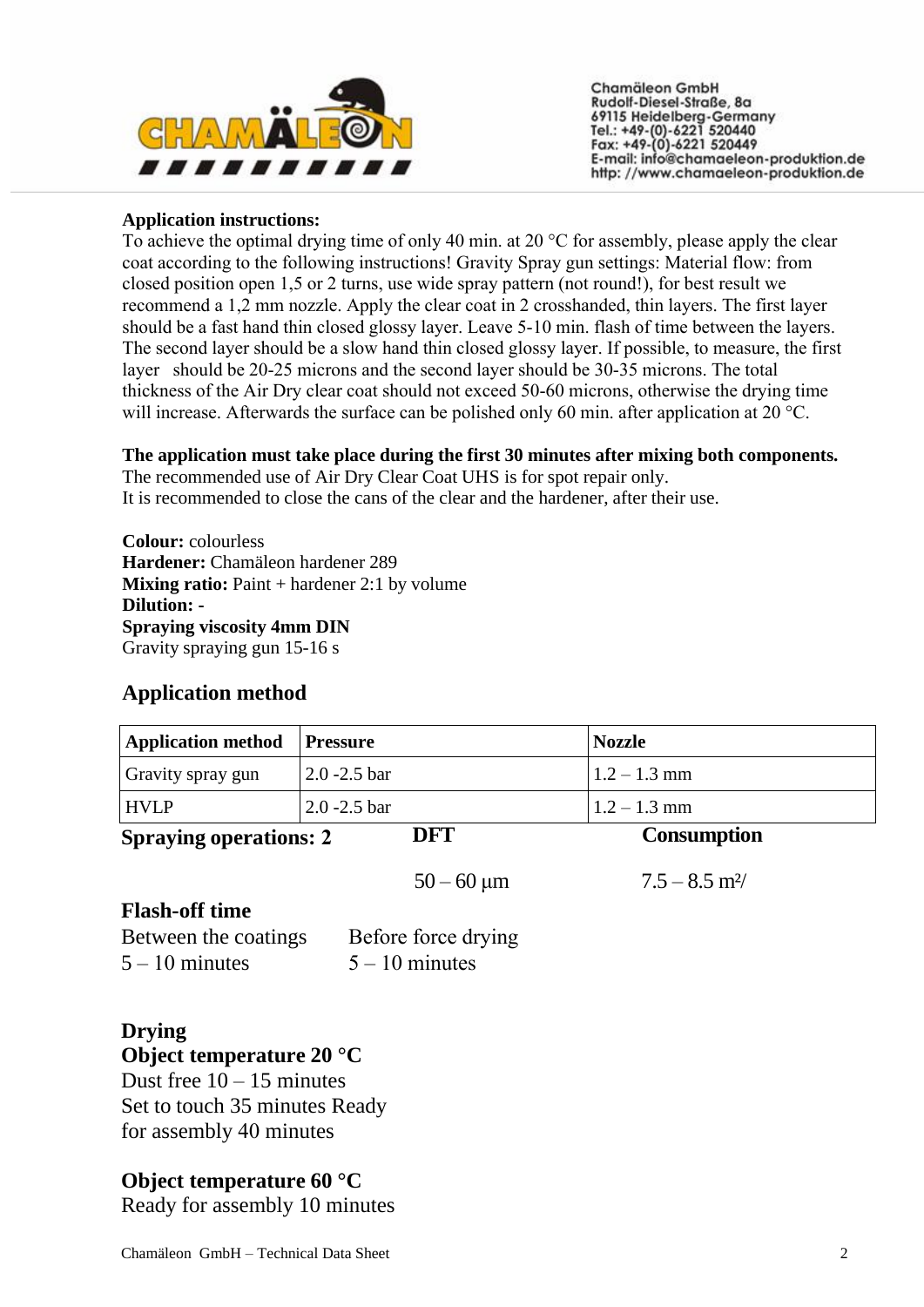Chamäleon GmbH
Rudolf-Diesel-Straße, 8a
69115 Heidelberg-Germany
Tel.: +49-(0)-6221 520440
Fax: +49-(0)-6221 520449
E-mail: info@chamaeleon-produktion.de
http: //www.chamaeleon-produktion.de

**Application instructions:**
To achieve the optimal drying time of only 40 min. at 20 °C for assembly, please apply the clear coat according to the following instructions! Gravity Spray gun settings: Material flow: from closed position open 1,5 or 2 turns, use wide spray pattern (not round!), for best result we recommend a 1,2 mm nozzle. Apply the clear coat in 2 crosshanded, thin layers. The first layer should be a fast hand thin closed glossy layer. Leave 5-10 min. flash of time between the layers. The second layer should be a slow hand thin closed glossy layer. If possible, to measure, the first layer should be 20-25 microns and the second layer should be 30-35 microns. The total thickness of the Air Dry clear coat should not exceed 50-60 microns, otherwise the drying time will increase. Afterwards the surface can be polished only 60 min. after application at 20 °C.

**The application must take place during the first 30 minutes after mixing both components.**
The recommended use of Air Dry Clear Coat UHS is for spot repair only.
It is recommended to close the cans of the clear and the hardener, after their use.

**Colour:** colourless
**Hardener:** Chamäleon hardener 289
**Mixing ratio:** Paint + hardener 2:1 by volume
**Dilution: -**
**Spraying viscosity 4mm DIN**
Gravity spraying gun 15-16 s

## Application method

| Application method | Pressure | Nozzle |
|---|---|---|
| Gravity spray gun | 2.0 -2.5 bar | 1.2 – 1.3 mm |
| HVLP | 2.0 -2.5 bar | 1.2 – 1.3 mm |

| Spraying operations: 2 | DFT | Consumption |
|---|---|---|
| | 50 – 60 µm | 7.5 – 8.5 m²/ |

**Flash-off time**

| Between the coatings | Before force drying |
|---|---|
| 5 – 10 minutes | 5 – 10 minutes |

**Drying**
**Object temperature 20 °C**
Dust free 10 – 15 minutes
Set to touch 35 minutes Ready for assembly 40 minutes

**Object temperature 60 °C**
Ready for assembly 10 minutes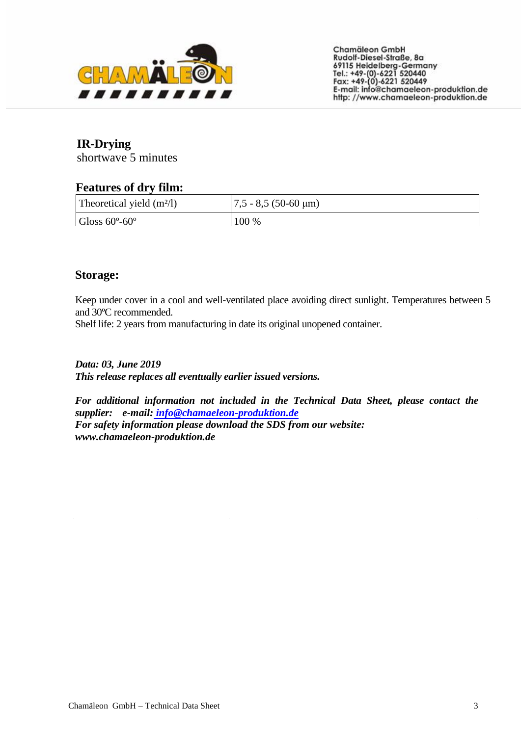Chamäleon GmbH
Rudolf-Diesel-Straße, 8a
69115 Heidelberg-Germany
Tel.: +49-(0)-6221 520440
Fax: +49-(0)-6221 520449
E-mail: info@chamaeleon-produktion.de
http: //www.chamaeleon-produktion.de

**IR-Drying**
shortwave 5 minutes

### Features of dry film:

| | |
|---|---|
| Theoretical yield (m²/l) | 7,5 - 8,5 (50-60 µm) |
| Gloss 60º-60º | 100 % |

### Storage:

Keep under cover in a cool and well-ventilated place avoiding direct sunlight. Temperatures between 5 and 30ºC recommended.
Shelf life: 2 years from manufacturing in date its original unopened container.

***Data: 03, June 2019***
***This release replaces all eventually earlier issued versions.***

***For additional information not included in the Technical Data Sheet, please contact the supplier: e-mail: info@chamaeleon-produktion.de***
***For safety information please download the SDS from our website: www.chamaeleon-produktion.de***